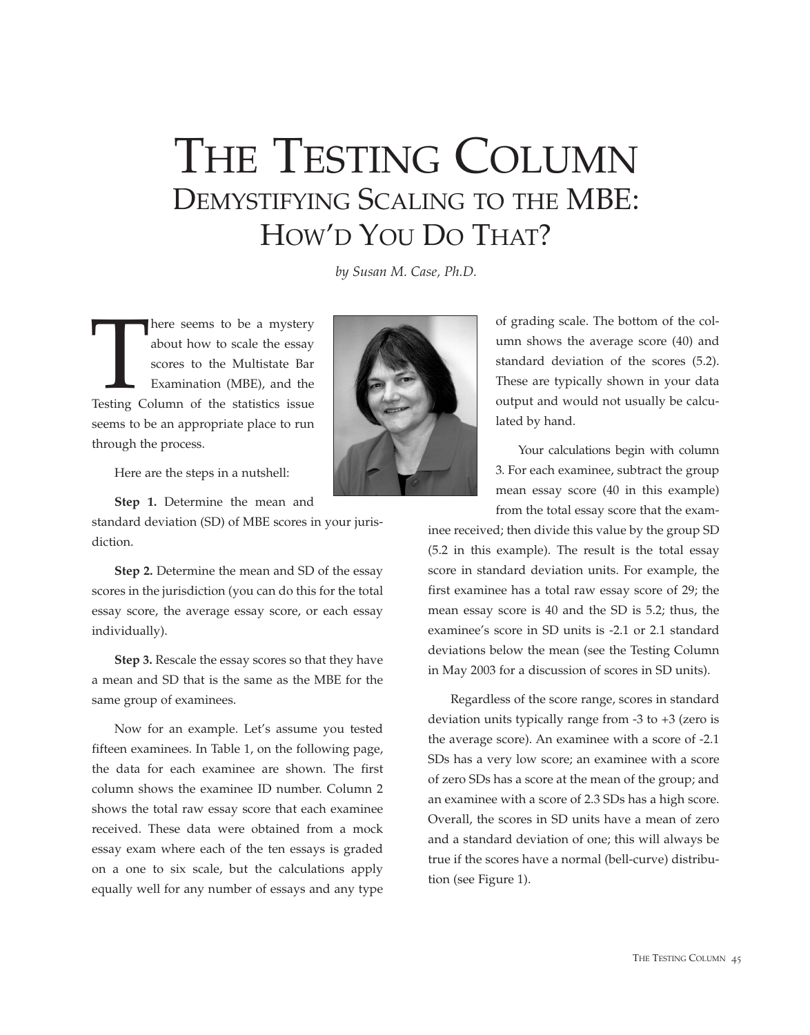# The Testing Column

## Demystifying Scaling to the MBE: How'd You Do That?

*by Susan M. Case, Ph.D.*

There seems to be a mystery about how to scale the essay scores to the Multistate Bar Examination (MBE), and the Testing Column of the statistics issue seems to be an appropriate place to run through the process.

Here are the steps in a nutshell:

**Step 1.** Determine the mean and standard deviation (SD) of MBE scores in your jurisdiction.

**Step 2.** Determine the mean and SD of the essay scores in the jurisdiction (you can do this for the total essay score, the average essay score, or each essay individually).

**Step 3.** Rescale the essay scores so that they have a mean and SD that is the same as the MBE for the same group of examinees.

Now for an example. Let's assume you tested fifteen examinees. In Table 1, on the following page, the data for each examinee are shown. The first column shows the examinee ID number. Column 2 shows the total raw essay score that each examinee received. These data were obtained from a mock essay exam where each of the ten essays is graded on a one to six scale, but the calculations apply equally well for any number of essays and any type of grading scale. The bottom of the column shows the average score (40) and standard deviation of the scores (5.2). These are typically shown in your data output and would not usually be calculated by hand.

Your calculations begin with column 3. For each examinee, subtract the group mean essay score (40 in this example) from the total essay score that the examinee received; then divide this value by the group SD (5.2 in this example). The result is the total essay score in standard deviation units. For example, the first examinee has a total raw essay score of 29; the mean essay score is 40 and the SD is 5.2; thus, the examinee's score in SD units is -2.1 or 2.1 standard deviations below the mean (see the Testing Column in May 2003 for a discussion of scores in SD units).

Regardless of the score range, scores in standard deviation units typically range from -3 to +3 (zero is the average score). An examinee with a score of -2.1 SDs has a very low score; an examinee with a score of zero SDs has a score at the mean of the group; and an examinee with a score of 2.3 SDs has a high score. Overall, the scores in SD units have a mean of zero and a standard deviation of one; this will always be true if the scores have a normal (bell-curve) distribution (see Figure 1).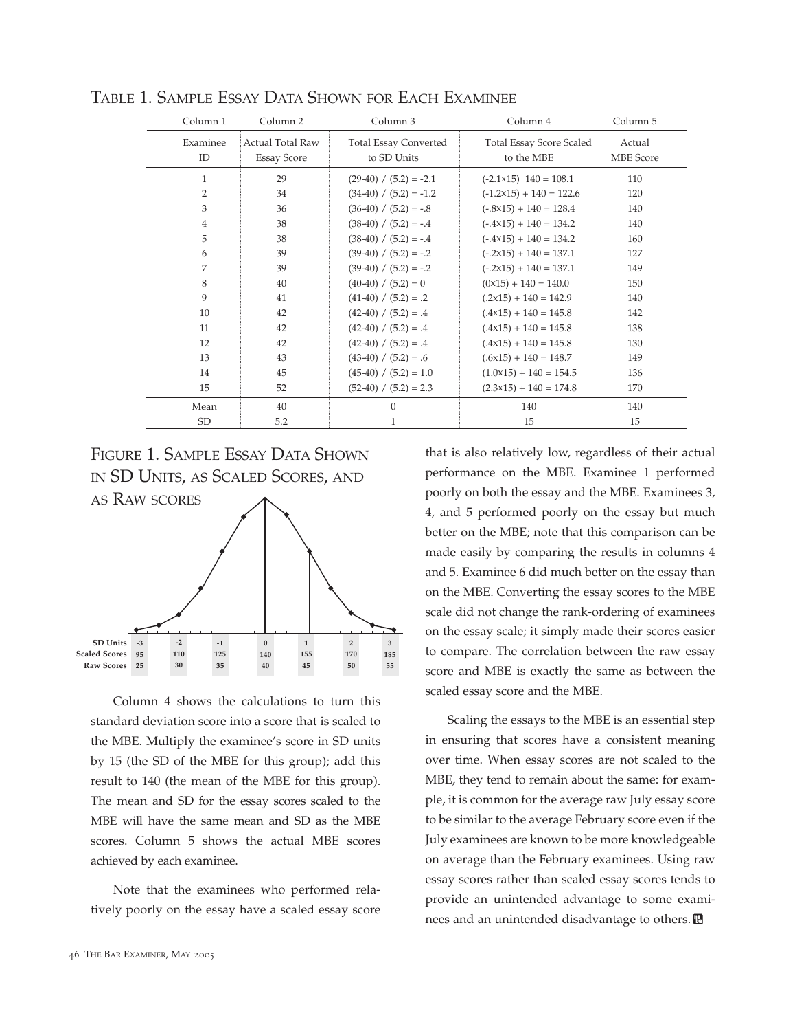## Table 1. Sample Essay Data Shown for Each Examinee

| Column 1 | Column 2 | Column 3 | Column 4 | Column 5 |
|---|---|---|---|---|
| Examinee ID | Actual Total Raw Essay Score | Total Essay Converted to SD Units | Total Essay Score Scaled to the MBE | Actual MBE Score |
| 1 | 29 | (29-40) / (5.2) = -2.1 | (-2.1x15) 140 = 108.1 | 110 |
| 2 | 34 | (34-40) / (5.2) = -1.2 | (-1.2x15) + 140 = 122.6 | 120 |
| 3 | 36 | (36-40) / (5.2) = -.8 | (-.8x15) + 140 = 128.4 | 140 |
| 4 | 38 | (38-40) / (5.2) = -.4 | (-.4x15) + 140 = 134.2 | 140 |
| 5 | 38 | (38-40) / (5.2) = -.4 | (-.4x15) + 140 = 134.2 | 160 |
| 6 | 39 | (39-40) / (5.2) = -.2 | (-.2x15) + 140 = 137.1 | 127 |
| 7 | 39 | (39-40) / (5.2) = -.2 | (-.2x15) + 140 = 137.1 | 149 |
| 8 | 40 | (40-40) / (5.2) = 0 | (0x15) + 140 = 140.0 | 150 |
| 9 | 41 | (41-40) / (5.2) = .2 | (.2x15) + 140 = 142.9 | 140 |
| 10 | 42 | (42-40) / (5.2) = .4 | (.4x15) + 140 = 145.8 | 142 |
| 11 | 42 | (42-40) / (5.2) = .4 | (.4x15) + 140 = 145.8 | 138 |
| 12 | 42 | (42-40) / (5.2) = .4 | (.4x15) + 140 = 145.8 | 130 |
| 13 | 43 | (43-40) / (5.2) = .6 | (.6x15) + 140 = 148.7 | 149 |
| 14 | 45 | (45-40) / (5.2) = 1.0 | (1.0x15) + 140 = 154.5 | 136 |
| 15 | 52 | (52-40) / (5.2) = 2.3 | (2.3x15) + 140 = 174.8 | 170 |
| Mean | 40 | 0 | 140 | 140 |
| SD | 5.2 | 1 | 15 | 15 |

## Figure 1. Sample Essay Data Shown in SD Units, as Scaled Scores, and as Raw scores

SD Units -3 -2 -1 0 1 2 3

Scaled Scores 95 110 125 140 155 170 185

Raw Scores 25 30 35 40 45 50 55

Column 4 shows the calculations to turn this standard deviation score into a score that is scaled to the MBE. Multiply the examinee's score in SD units by 15 (the SD of the MBE for this group); add this result to 140 (the mean of the MBE for this group). The mean and SD for the essay scores scaled to the MBE will have the same mean and SD as the MBE scores. Column 5 shows the actual MBE scores achieved by each examinee.

Note that the examinees who performed relatively poorly on the essay have a scaled essay score that is also relatively low, regardless of their actual performance on the MBE. Examinee 1 performed poorly on both the essay and the MBE. Examinees 3, 4, and 5 performed poorly on the essay but much better on the MBE; note that this comparison can be made easily by comparing the results in columns 4 and 5. Examinee 6 did much better on the essay than on the MBE. Converting the essay scores to the MBE scale did not change the rank-ordering of examinees on the essay scale; it simply made their scores easier to compare. The correlation between the raw essay score and MBE is exactly the same as between the scaled essay score and the MBE.

Scaling the essays to the MBE is an essential step in ensuring that scores have a consistent meaning over time. When essay scores are not scaled to the MBE, they tend to remain about the same: for example, it is common for the average raw July essay score to be similar to the average February score even if the July examinees are known to be more knowledgeable on average than the February examinees. Using raw essay scores rather than scaled essay scores tends to provide an unintended advantage to some examinees and an unintended disadvantage to others.